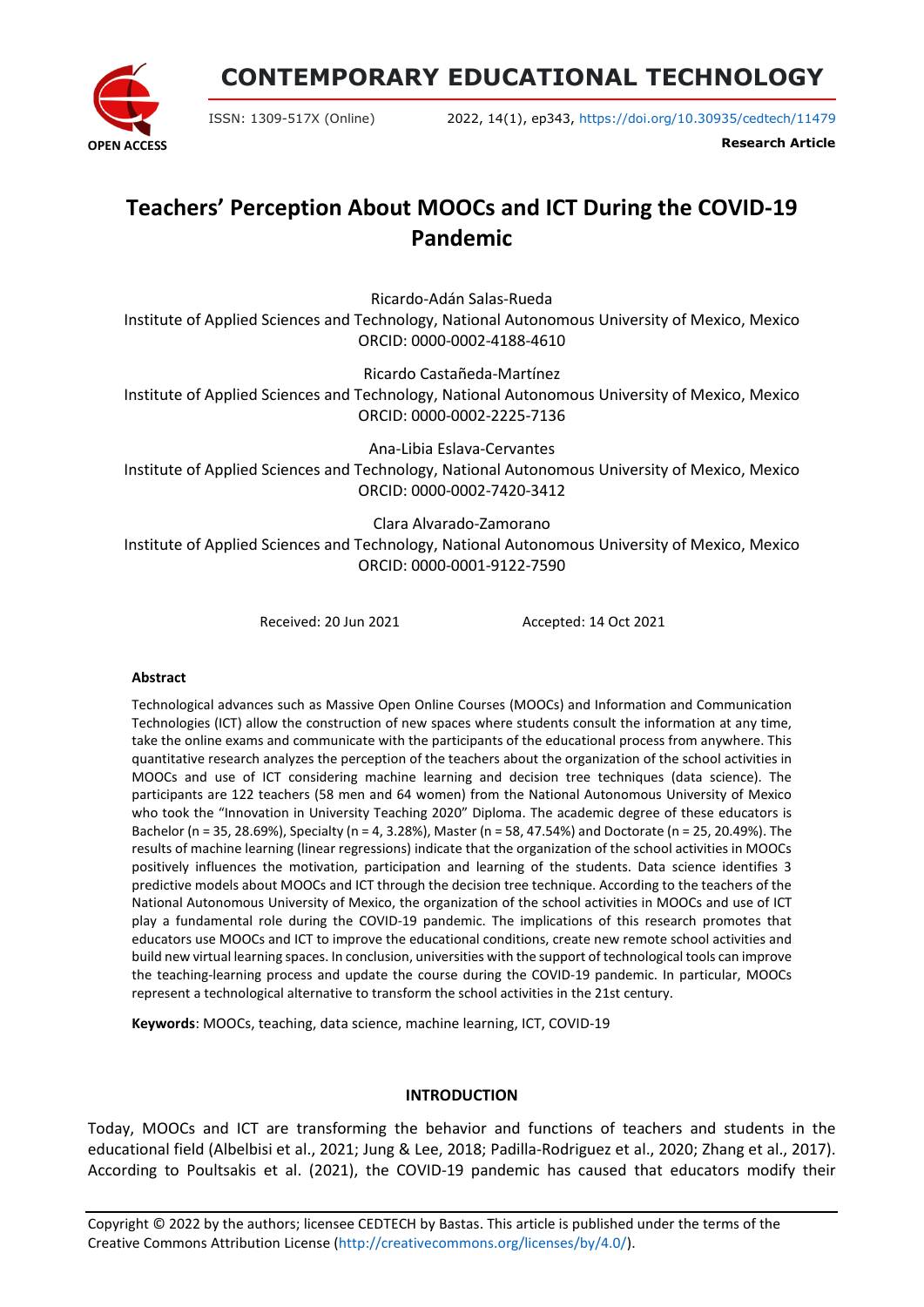# Teachers' Perception About MOOCs and ICT During the COVID-19 Pandemic

Ricardo-Adán Salas-Rueda
Institute of Applied Sciences and Technology, National Autonomous University of Mexico, Mexico
ORCID: 0000-0002-4188-4610

Ricardo Castañeda-Martínez
Institute of Applied Sciences and Technology, National Autonomous University of Mexico, Mexico
ORCID: 0000-0002-2225-7136

Ana-Libia Eslava-Cervantes
Institute of Applied Sciences and Technology, National Autonomous University of Mexico, Mexico
ORCID: 0000-0002-7420-3412

Clara Alvarado-Zamorano
Institute of Applied Sciences and Technology, National Autonomous University of Mexico, Mexico
ORCID: 0000-0001-9122-7590

Received: 20 Jun 2021 Accepted: 14 Oct 2021

### Abstract

Technological advances such as Massive Open Online Courses (MOOCs) and Information and Communication Technologies (ICT) allow the construction of new spaces where students consult the information at any time, take the online exams and communicate with the participants of the educational process from anywhere. This quantitative research analyzes the perception of the teachers about the organization of the school activities in MOOCs and use of ICT considering machine learning and decision tree techniques (data science). The participants are 122 teachers (58 men and 64 women) from the National Autonomous University of Mexico who took the "Innovation in University Teaching 2020" Diploma. The academic degree of these educators is Bachelor (n = 35, 28.69%), Specialty (n = 4, 3.28%), Master (n = 58, 47.54%) and Doctorate (n = 25, 20.49%). The results of machine learning (linear regressions) indicate that the organization of the school activities in MOOCs positively influences the motivation, participation and learning of the students. Data science identifies 3 predictive models about MOOCs and ICT through the decision tree technique. According to the teachers of the National Autonomous University of Mexico, the organization of the school activities in MOOCs and use of ICT play a fundamental role during the COVID-19 pandemic. The implications of this research promotes that educators use MOOCs and ICT to improve the educational conditions, create new remote school activities and build new virtual learning spaces. In conclusion, universities with the support of technological tools can improve the teaching-learning process and update the course during the COVID-19 pandemic. In particular, MOOCs represent a technological alternative to transform the school activities in the 21st century.

**Keywords**: MOOCs, teaching, data science, machine learning, ICT, COVID-19

## INTRODUCTION

Today, MOOCs and ICT are transforming the behavior and functions of teachers and students in the educational field (Albelbisi et al., 2021; Jung & Lee, 2018; Padilla-Rodriguez et al., 2020; Zhang et al., 2017). According to Poultsakis et al. (2021), the COVID-19 pandemic has caused that educators modify their

Copyright © 2022 by the authors; licensee CEDTECH by Bastas. This article is published under the terms of the Creative Commons Attribution License (http://creativecommons.org/licenses/by/4.0/).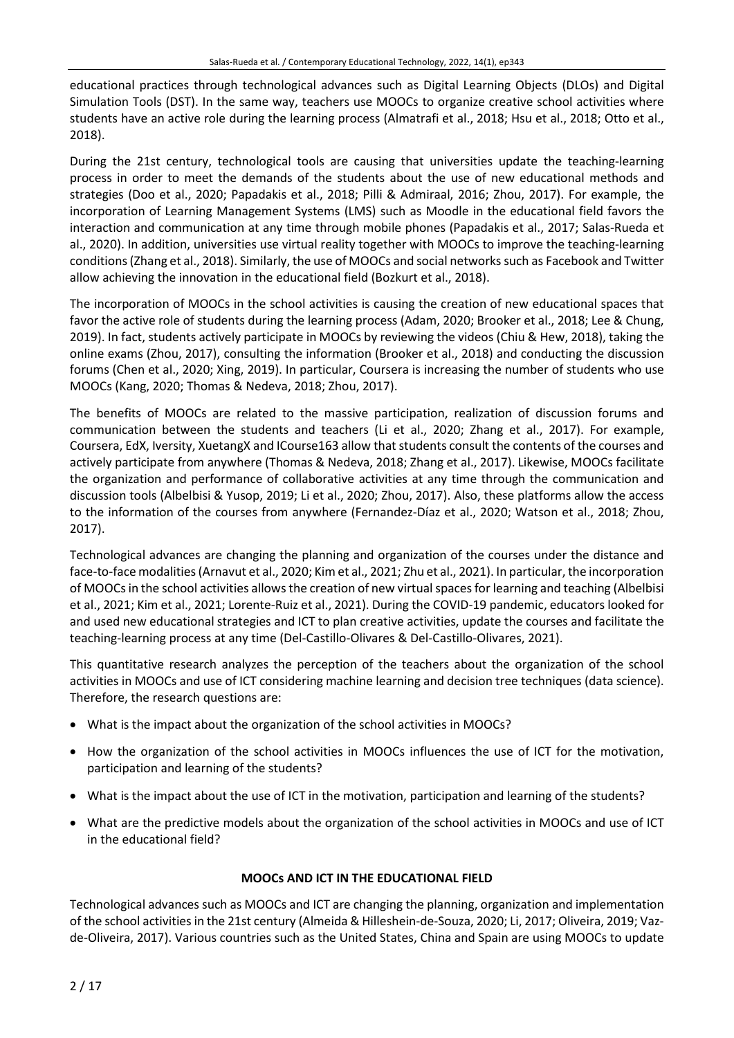educational practices through technological advances such as Digital Learning Objects (DLOs) and Digital Simulation Tools (DST). In the same way, teachers use MOOCs to organize creative school activities where students have an active role during the learning process (Almatrafi et al., 2018; Hsu et al., 2018; Otto et al., 2018).

During the 21st century, technological tools are causing that universities update the teaching-learning process in order to meet the demands of the students about the use of new educational methods and strategies (Doo et al., 2020; Papadakis et al., 2018; Pilli & Admiraal, 2016; Zhou, 2017). For example, the incorporation of Learning Management Systems (LMS) such as Moodle in the educational field favors the interaction and communication at any time through mobile phones (Papadakis et al., 2017; Salas-Rueda et al., 2020). In addition, universities use virtual reality together with MOOCs to improve the teaching-learning conditions (Zhang et al., 2018). Similarly, the use of MOOCs and social networks such as Facebook and Twitter allow achieving the innovation in the educational field (Bozkurt et al., 2018).

The incorporation of MOOCs in the school activities is causing the creation of new educational spaces that favor the active role of students during the learning process (Adam, 2020; Brooker et al., 2018; Lee & Chung, 2019). In fact, students actively participate in MOOCs by reviewing the videos (Chiu & Hew, 2018), taking the online exams (Zhou, 2017), consulting the information (Brooker et al., 2018) and conducting the discussion forums (Chen et al., 2020; Xing, 2019). In particular, Coursera is increasing the number of students who use MOOCs (Kang, 2020; Thomas & Nedeva, 2018; Zhou, 2017).

The benefits of MOOCs are related to the massive participation, realization of discussion forums and communication between the students and teachers (Li et al., 2020; Zhang et al., 2017). For example, Coursera, EdX, Iversity, XuetangX and ICourse163 allow that students consult the contents of the courses and actively participate from anywhere (Thomas & Nedeva, 2018; Zhang et al., 2017). Likewise, MOOCs facilitate the organization and performance of collaborative activities at any time through the communication and discussion tools (Albelbisi & Yusop, 2019; Li et al., 2020; Zhou, 2017). Also, these platforms allow the access to the information of the courses from anywhere (Fernandez-Díaz et al., 2020; Watson et al., 2018; Zhou, 2017).

Technological advances are changing the planning and organization of the courses under the distance and face-to-face modalities (Arnavut et al., 2020; Kim et al., 2021; Zhu et al., 2021). In particular, the incorporation of MOOCs in the school activities allows the creation of new virtual spaces for learning and teaching (Albelbisi et al., 2021; Kim et al., 2021; Lorente-Ruiz et al., 2021). During the COVID-19 pandemic, educators looked for and used new educational strategies and ICT to plan creative activities, update the courses and facilitate the teaching-learning process at any time (Del-Castillo-Olivares & Del-Castillo-Olivares, 2021).

This quantitative research analyzes the perception of the teachers about the organization of the school activities in MOOCs and use of ICT considering machine learning and decision tree techniques (data science). Therefore, the research questions are:

- What is the impact about the organization of the school activities in MOOCs?
- How the organization of the school activities in MOOCs influences the use of ICT for the motivation, participation and learning of the students?
- What is the impact about the use of ICT in the motivation, participation and learning of the students?
- What are the predictive models about the organization of the school activities in MOOCs and use of ICT in the educational field?

## MOOCs AND ICT IN THE EDUCATIONAL FIELD

Technological advances such as MOOCs and ICT are changing the planning, organization and implementation of the school activities in the 21st century (Almeida & Hilleshein-de-Souza, 2020; Li, 2017; Oliveira, 2019; Vaz-de-Oliveira, 2017). Various countries such as the United States, China and Spain are using MOOCs to update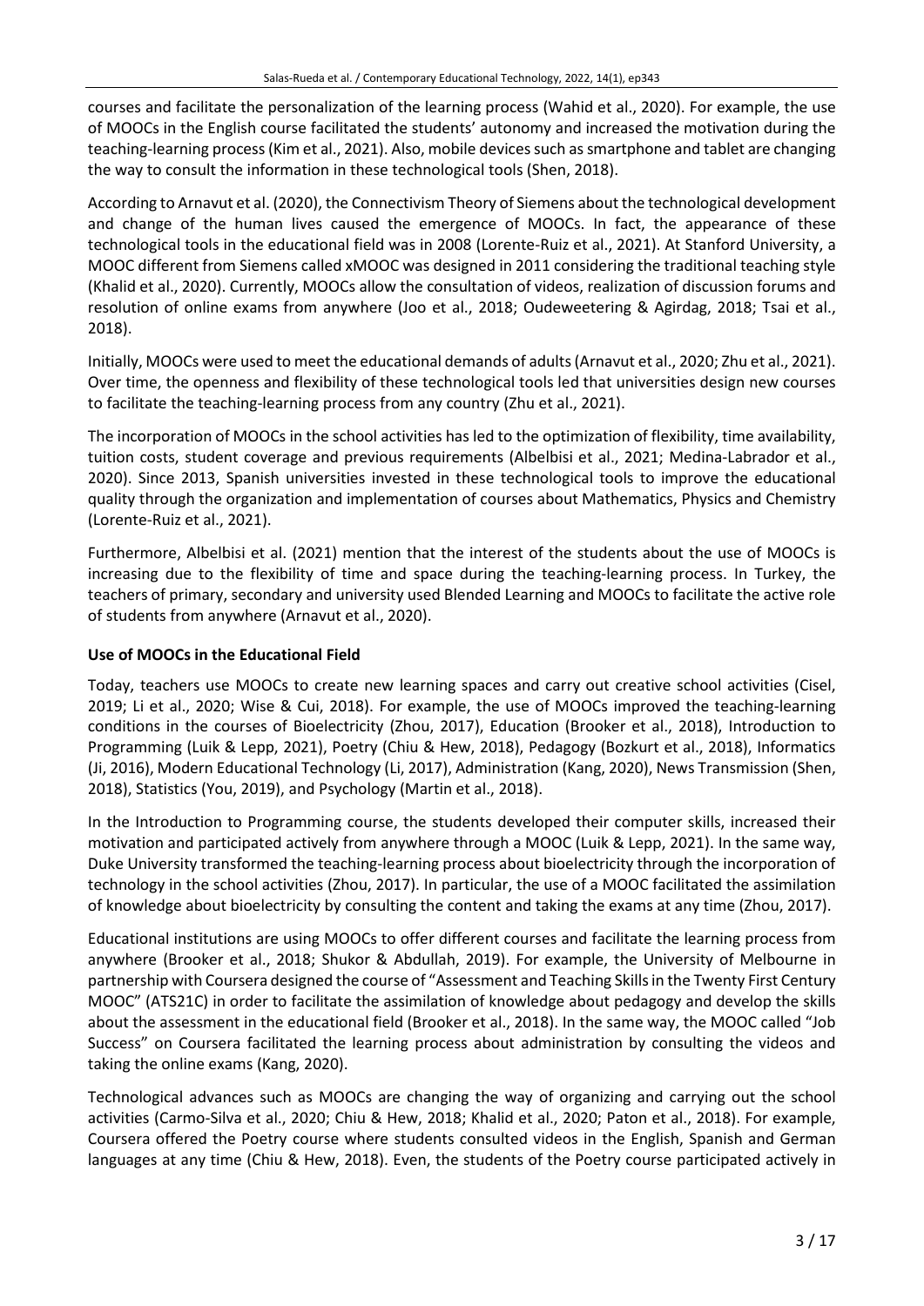courses and facilitate the personalization of the learning process (Wahid et al., 2020). For example, the use of MOOCs in the English course facilitated the students' autonomy and increased the motivation during the teaching-learning process (Kim et al., 2021). Also, mobile devices such as smartphone and tablet are changing the way to consult the information in these technological tools (Shen, 2018).

According to Arnavut et al. (2020), the Connectivism Theory of Siemens about the technological development and change of the human lives caused the emergence of MOOCs. In fact, the appearance of these technological tools in the educational field was in 2008 (Lorente-Ruiz et al., 2021). At Stanford University, a MOOC different from Siemens called xMOOC was designed in 2011 considering the traditional teaching style (Khalid et al., 2020). Currently, MOOCs allow the consultation of videos, realization of discussion forums and resolution of online exams from anywhere (Joo et al., 2018; Oudeweetering & Agirdag, 2018; Tsai et al., 2018).

Initially, MOOCs were used to meet the educational demands of adults (Arnavut et al., 2020; Zhu et al., 2021). Over time, the openness and flexibility of these technological tools led that universities design new courses to facilitate the teaching-learning process from any country (Zhu et al., 2021).

The incorporation of MOOCs in the school activities has led to the optimization of flexibility, time availability, tuition costs, student coverage and previous requirements (Albelbisi et al., 2021; Medina-Labrador et al., 2020). Since 2013, Spanish universities invested in these technological tools to improve the educational quality through the organization and implementation of courses about Mathematics, Physics and Chemistry (Lorente-Ruiz et al., 2021).

Furthermore, Albelbisi et al. (2021) mention that the interest of the students about the use of MOOCs is increasing due to the flexibility of time and space during the teaching-learning process. In Turkey, the teachers of primary, secondary and university used Blended Learning and MOOCs to facilitate the active role of students from anywhere (Arnavut et al., 2020).

### Use of MOOCs in the Educational Field

Today, teachers use MOOCs to create new learning spaces and carry out creative school activities (Cisel, 2019; Li et al., 2020; Wise & Cui, 2018). For example, the use of MOOCs improved the teaching-learning conditions in the courses of Bioelectricity (Zhou, 2017), Education (Brooker et al., 2018), Introduction to Programming (Luik & Lepp, 2021), Poetry (Chiu & Hew, 2018), Pedagogy (Bozkurt et al., 2018), Informatics (Ji, 2016), Modern Educational Technology (Li, 2017), Administration (Kang, 2020), News Transmission (Shen, 2018), Statistics (You, 2019), and Psychology (Martin et al., 2018).

In the Introduction to Programming course, the students developed their computer skills, increased their motivation and participated actively from anywhere through a MOOC (Luik & Lepp, 2021). In the same way, Duke University transformed the teaching-learning process about bioelectricity through the incorporation of technology in the school activities (Zhou, 2017). In particular, the use of a MOOC facilitated the assimilation of knowledge about bioelectricity by consulting the content and taking the exams at any time (Zhou, 2017).

Educational institutions are using MOOCs to offer different courses and facilitate the learning process from anywhere (Brooker et al., 2018; Shukor & Abdullah, 2019). For example, the University of Melbourne in partnership with Coursera designed the course of "Assessment and Teaching Skills in the Twenty First Century MOOC" (ATS21C) in order to facilitate the assimilation of knowledge about pedagogy and develop the skills about the assessment in the educational field (Brooker et al., 2018). In the same way, the MOOC called "Job Success" on Coursera facilitated the learning process about administration by consulting the videos and taking the online exams (Kang, 2020).

Technological advances such as MOOCs are changing the way of organizing and carrying out the school activities (Carmo-Silva et al., 2020; Chiu & Hew, 2018; Khalid et al., 2020; Paton et al., 2018). For example, Coursera offered the Poetry course where students consulted videos in the English, Spanish and German languages at any time (Chiu & Hew, 2018). Even, the students of the Poetry course participated actively in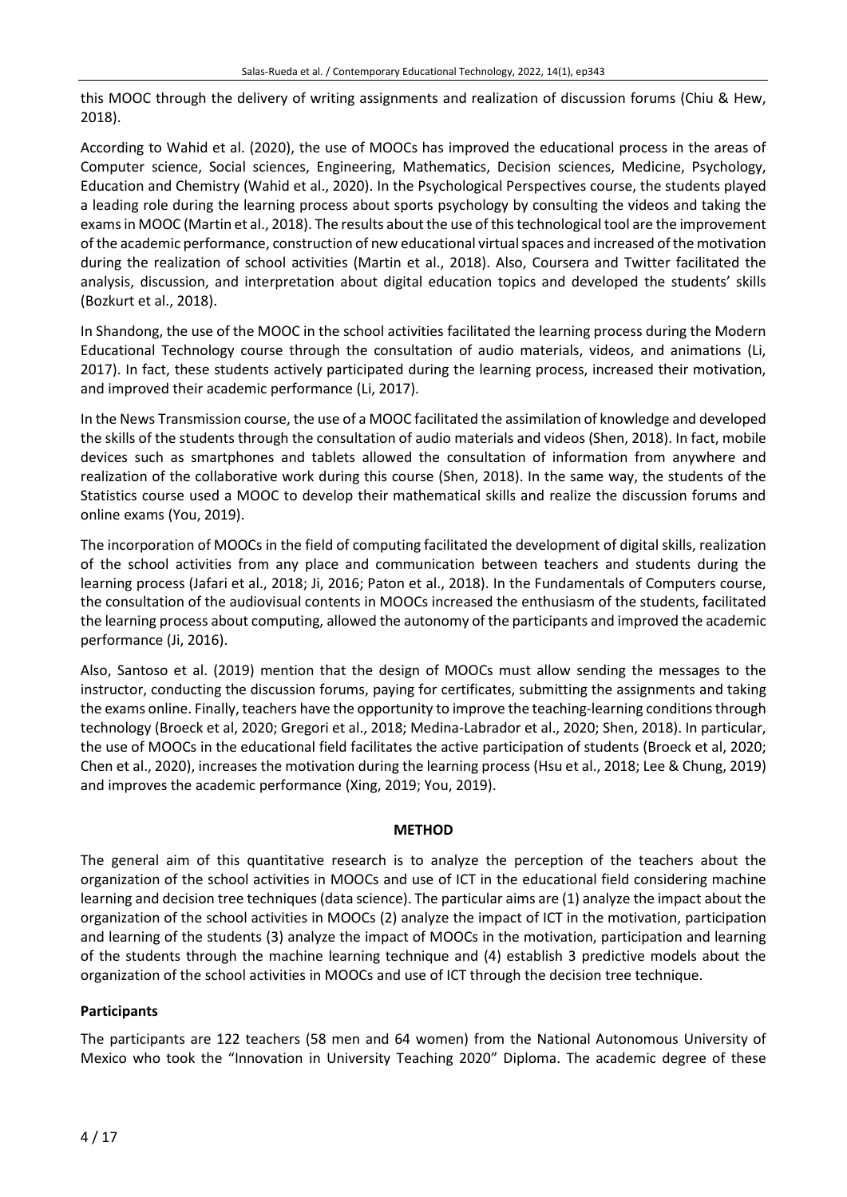this MOOC through the delivery of writing assignments and realization of discussion forums (Chiu & Hew, 2018).

According to Wahid et al. (2020), the use of MOOCs has improved the educational process in the areas of Computer science, Social sciences, Engineering, Mathematics, Decision sciences, Medicine, Psychology, Education and Chemistry (Wahid et al., 2020). In the Psychological Perspectives course, the students played a leading role during the learning process about sports psychology by consulting the videos and taking the exams in MOOC (Martin et al., 2018). The results about the use of this technological tool are the improvement of the academic performance, construction of new educational virtual spaces and increased of the motivation during the realization of school activities (Martin et al., 2018). Also, Coursera and Twitter facilitated the analysis, discussion, and interpretation about digital education topics and developed the students' skills (Bozkurt et al., 2018).

In Shandong, the use of the MOOC in the school activities facilitated the learning process during the Modern Educational Technology course through the consultation of audio materials, videos, and animations (Li, 2017). In fact, these students actively participated during the learning process, increased their motivation, and improved their academic performance (Li, 2017).

In the News Transmission course, the use of a MOOC facilitated the assimilation of knowledge and developed the skills of the students through the consultation of audio materials and videos (Shen, 2018). In fact, mobile devices such as smartphones and tablets allowed the consultation of information from anywhere and realization of the collaborative work during this course (Shen, 2018). In the same way, the students of the Statistics course used a MOOC to develop their mathematical skills and realize the discussion forums and online exams (You, 2019).

The incorporation of MOOCs in the field of computing facilitated the development of digital skills, realization of the school activities from any place and communication between teachers and students during the learning process (Jafari et al., 2018; Ji, 2016; Paton et al., 2018). In the Fundamentals of Computers course, the consultation of the audiovisual contents in MOOCs increased the enthusiasm of the students, facilitated the learning process about computing, allowed the autonomy of the participants and improved the academic performance (Ji, 2016).

Also, Santoso et al. (2019) mention that the design of MOOCs must allow sending the messages to the instructor, conducting the discussion forums, paying for certificates, submitting the assignments and taking the exams online. Finally, teachers have the opportunity to improve the teaching-learning conditions through technology (Broeck et al, 2020; Gregori et al., 2018; Medina-Labrador et al., 2020; Shen, 2018). In particular, the use of MOOCs in the educational field facilitates the active participation of students (Broeck et al, 2020; Chen et al., 2020), increases the motivation during the learning process (Hsu et al., 2018; Lee & Chung, 2019) and improves the academic performance (Xing, 2019; You, 2019).

## METHOD

The general aim of this quantitative research is to analyze the perception of the teachers about the organization of the school activities in MOOCs and use of ICT in the educational field considering machine learning and decision tree techniques (data science). The particular aims are (1) analyze the impact about the organization of the school activities in MOOCs (2) analyze the impact of ICT in the motivation, participation and learning of the students (3) analyze the impact of MOOCs in the motivation, participation and learning of the students through the machine learning technique and (4) establish 3 predictive models about the organization of the school activities in MOOCs and use of ICT through the decision tree technique.

### Participants

The participants are 122 teachers (58 men and 64 women) from the National Autonomous University of Mexico who took the "Innovation in University Teaching 2020" Diploma. The academic degree of these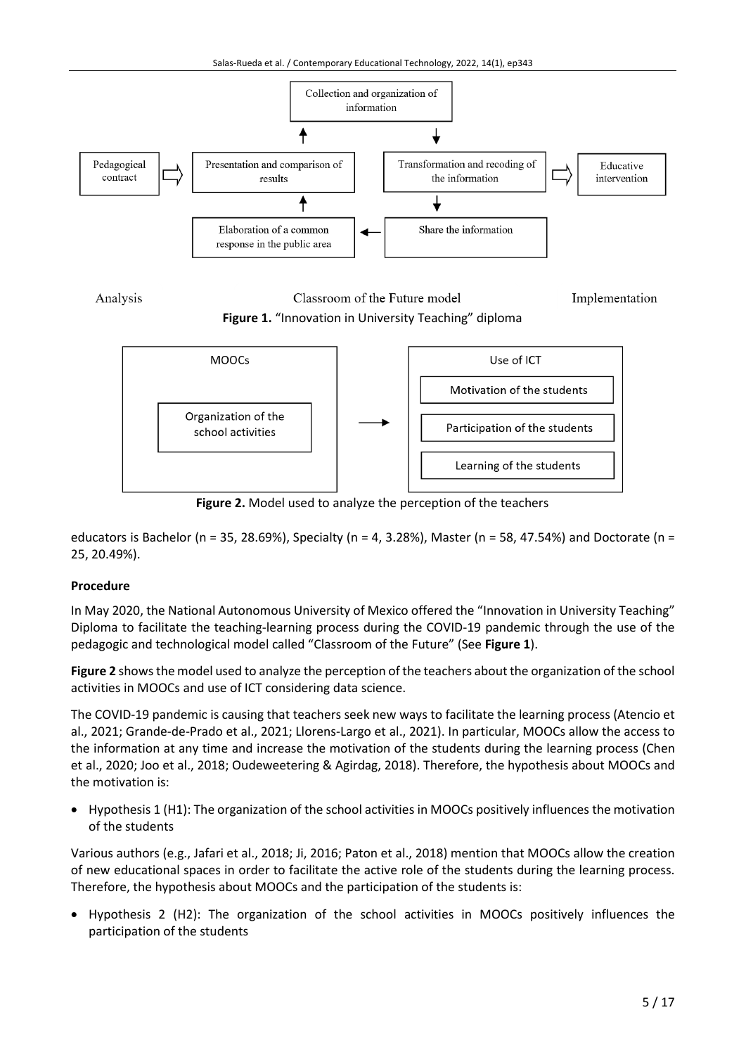Collection and organization of information

Pedagogical contract → Presentation and comparison of results ← Elaboration of a common response in the public area

Transformation and recoding of the information → Educative intervention

Share the information

Analysis | Classroom of the Future model | Implementation

**Figure 1.** "Innovation in University Teaching" diploma

MOOCs: Organization of the school activities → Use of ICT: Motivation of the students; Participation of the students; Learning of the students

**Figure 2.** Model used to analyze the perception of the teachers

educators is Bachelor (n = 35, 28.69%), Specialty (n = 4, 3.28%), Master (n = 58, 47.54%) and Doctorate (n = 25, 20.49%).

**Procedure**

In May 2020, the National Autonomous University of Mexico offered the "Innovation in University Teaching" Diploma to facilitate the teaching-learning process during the COVID-19 pandemic through the use of the pedagogic and technological model called "Classroom of the Future" (See **Figure 1**).

**Figure 2** shows the model used to analyze the perception of the teachers about the organization of the school activities in MOOCs and use of ICT considering data science.

The COVID-19 pandemic is causing that teachers seek new ways to facilitate the learning process (Atencio et al., 2021; Grande-de-Prado et al., 2021; Llorens-Largo et al., 2021). In particular, MOOCs allow the access to the information at any time and increase the motivation of the students during the learning process (Chen et al., 2020; Joo et al., 2018; Oudeweetering & Agirdag, 2018). Therefore, the hypothesis about MOOCs and the motivation is:

- Hypothesis 1 (H1): The organization of the school activities in MOOCs positively influences the motivation of the students

Various authors (e.g., Jafari et al., 2018; Ji, 2016; Paton et al., 2018) mention that MOOCs allow the creation of new educational spaces in order to facilitate the active role of the students during the learning process. Therefore, the hypothesis about MOOCs and the participation of the students is:

- Hypothesis 2 (H2): The organization of the school activities in MOOCs positively influences the participation of the students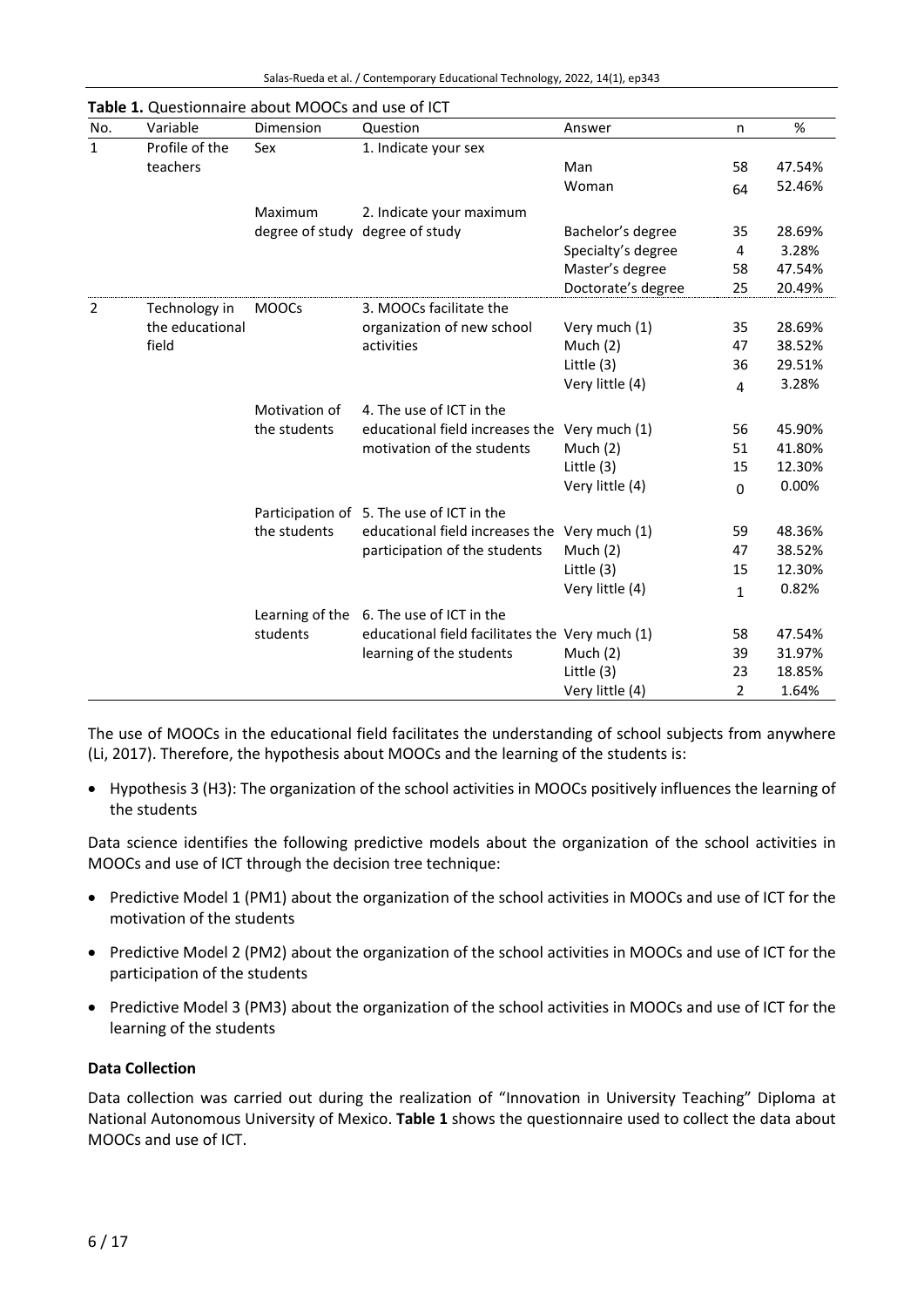**Table 1.** Questionnaire about MOOCs and use of ICT

| No. | Variable | Dimension | Question | Answer | n | % |
|---|---|---|---|---|---|---|
| 1 | Profile of the teachers | Sex | 1. Indicate your sex | | | |
| | | | | Man | 58 | 47.54% |
| | | | | Woman | 64 | 52.46% |
| | | Maximum degree of study | 2. Indicate your maximum degree of study | Bachelor's degree | 35 | 28.69% |
| | | | | Specialty's degree | 4 | 3.28% |
| | | | | Master's degree | 58 | 47.54% |
| | | | | Doctorate's degree | 25 | 20.49% |
| 2 | Technology in the educational field | MOOCs | 3. MOOCs facilitate the organization of new school activities | Very much (1) | 35 | 28.69% |
| | | | | Much (2) | 47 | 38.52% |
| | | | | Little (3) | 36 | 29.51% |
| | | | | Very little (4) | 4 | 3.28% |
| | | Motivation of the students | 4. The use of ICT in the educational field increases the motivation of the students | Very much (1) | 56 | 45.90% |
| | | | | Much (2) | 51 | 41.80% |
| | | | | Little (3) | 15 | 12.30% |
| | | | | Very little (4) | 0 | 0.00% |
| | | Participation of the students | 5. The use of ICT in the educational field increases the participation of the students | Very much (1) | 59 | 48.36% |
| | | | | Much (2) | 47 | 38.52% |
| | | | | Little (3) | 15 | 12.30% |
| | | | | Very little (4) | 1 | 0.82% |
| | | Learning of the students | 6. The use of ICT in the educational field facilitates the learning of the students | Very much (1) | 58 | 47.54% |
| | | | | Much (2) | 39 | 31.97% |
| | | | | Little (3) | 23 | 18.85% |
| | | | | Very little (4) | 2 | 1.64% |

The use of MOOCs in the educational field facilitates the understanding of school subjects from anywhere (Li, 2017). Therefore, the hypothesis about MOOCs and the learning of the students is:

- Hypothesis 3 (H3): The organization of the school activities in MOOCs positively influences the learning of the students

Data science identifies the following predictive models about the organization of the school activities in MOOCs and use of ICT through the decision tree technique:

- Predictive Model 1 (PM1) about the organization of the school activities in MOOCs and use of ICT for the motivation of the students
- Predictive Model 2 (PM2) about the organization of the school activities in MOOCs and use of ICT for the participation of the students
- Predictive Model 3 (PM3) about the organization of the school activities in MOOCs and use of ICT for the learning of the students

### Data Collection

Data collection was carried out during the realization of "Innovation in University Teaching" Diploma at National Autonomous University of Mexico. **Table 1** shows the questionnaire used to collect the data about MOOCs and use of ICT.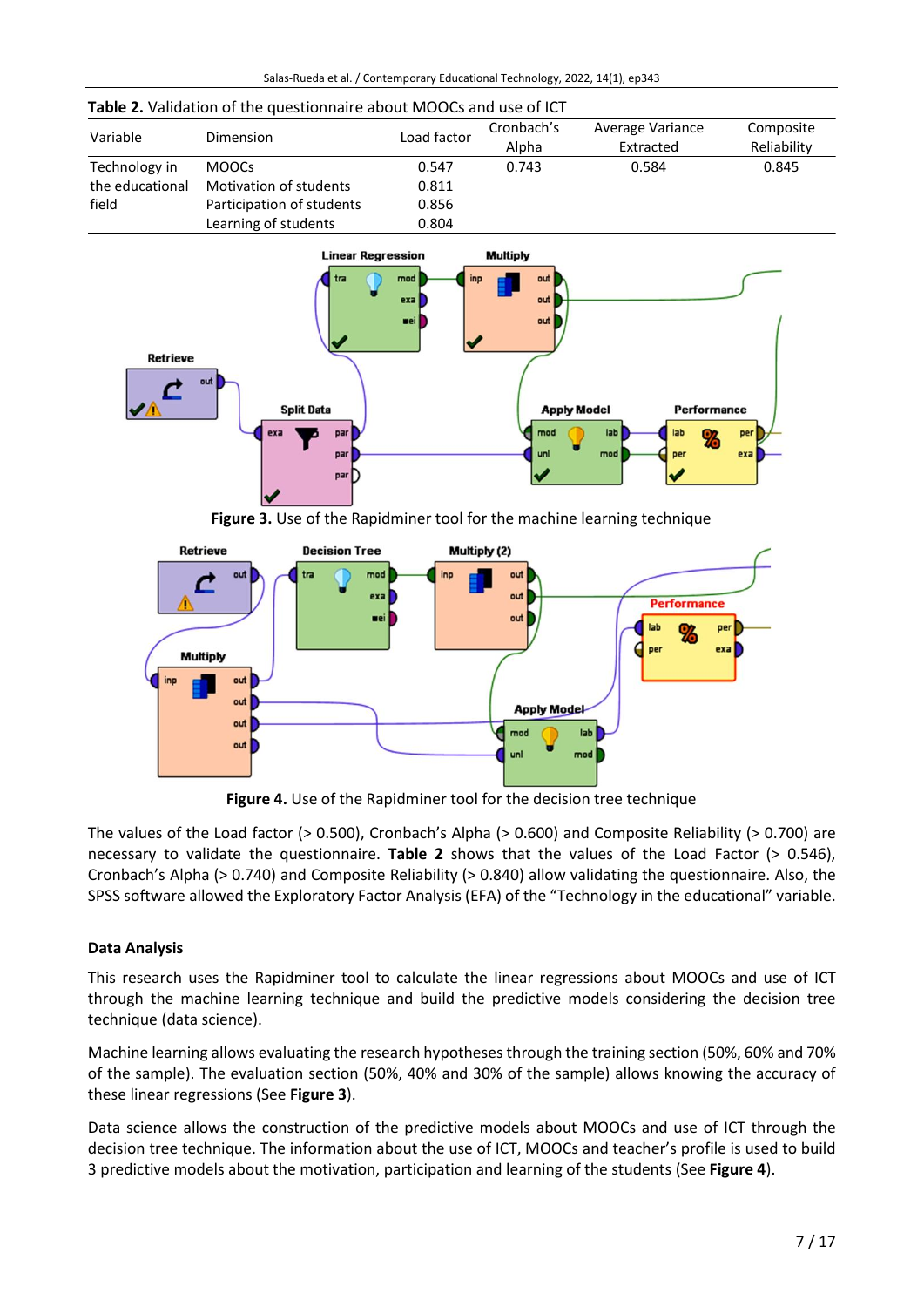**Table 2.** Validation of the questionnaire about MOOCs and use of ICT

| Variable | Dimension | Load factor | Cronbach's Alpha | Average Variance Extracted | Composite Reliability |
|---|---|---|---|---|---|
| Technology in the educational field | MOOCs | 0.547 | 0.743 | 0.584 | 0.845 |
| | Motivation of students | 0.811 | | | |
| | Participation of students | 0.856 | | | |
| | Learning of students | 0.804 | | | |

**Figure 3.** Use of the Rapidminer tool for the machine learning technique

**Figure 4.** Use of the Rapidminer tool for the decision tree technique

The values of the Load factor (> 0.500), Cronbach's Alpha (> 0.600) and Composite Reliability (> 0.700) are necessary to validate the questionnaire. **Table 2** shows that the values of the Load Factor (> 0.546), Cronbach's Alpha (> 0.740) and Composite Reliability (> 0.840) allow validating the questionnaire. Also, the SPSS software allowed the Exploratory Factor Analysis (EFA) of the "Technology in the educational" variable.

### Data Analysis

This research uses the Rapidminer tool to calculate the linear regressions about MOOCs and use of ICT through the machine learning technique and build the predictive models considering the decision tree technique (data science).

Machine learning allows evaluating the research hypotheses through the training section (50%, 60% and 70% of the sample). The evaluation section (50%, 40% and 30% of the sample) allows knowing the accuracy of these linear regressions (See **Figure 3**).

Data science allows the construction of the predictive models about MOOCs and use of ICT through the decision tree technique. The information about the use of ICT, MOOCs and teacher's profile is used to build 3 predictive models about the motivation, participation and learning of the students (See **Figure 4**).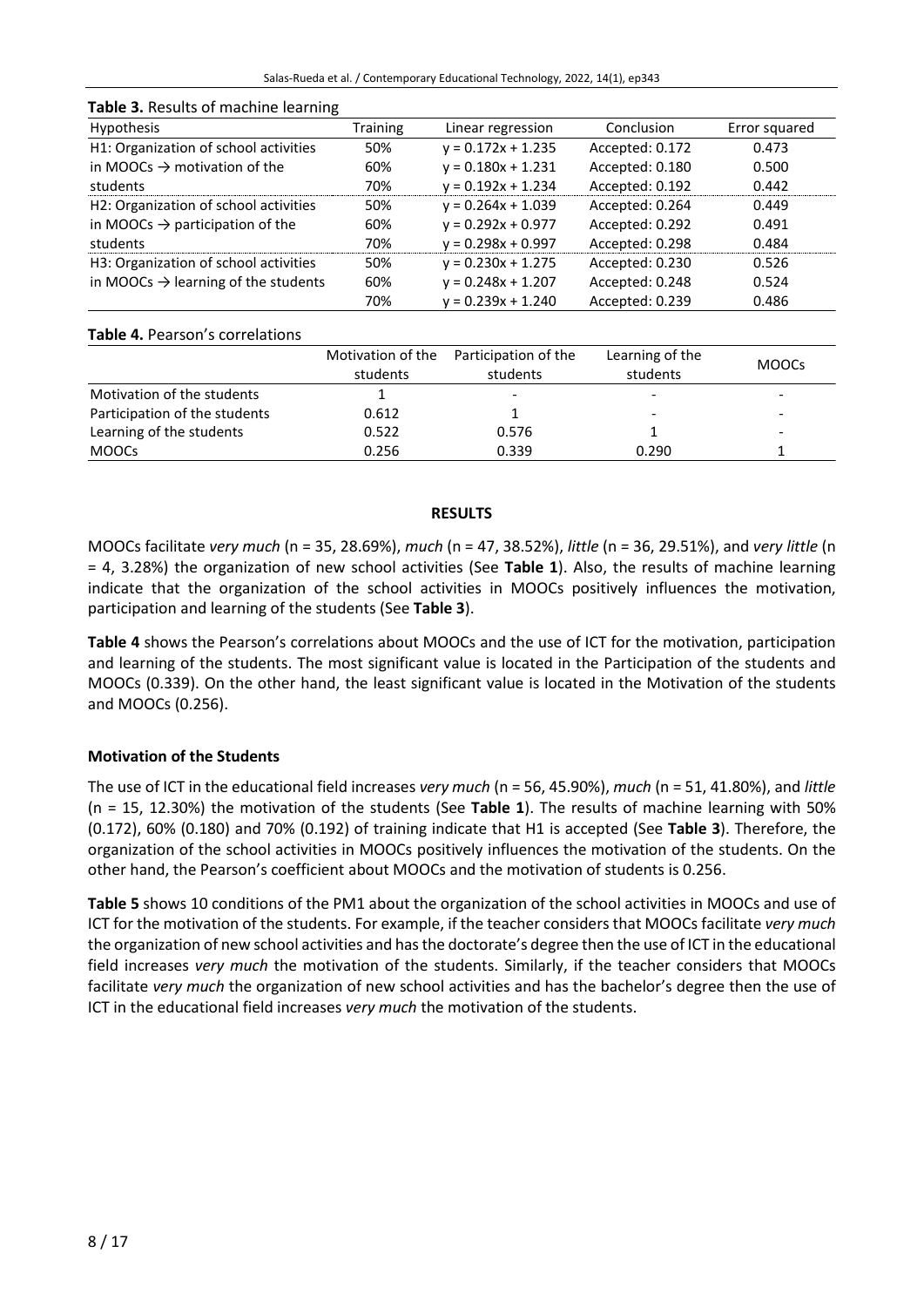**Table 3.** Results of machine learning

| Hypothesis | Training | Linear regression | Conclusion | Error squared |
|---|---|---|---|---|
| H1: Organization of school activities in MOOCs → motivation of the students | 50% | y = 0.172x + 1.235 | Accepted: 0.172 | 0.473 |
| | 60% | y = 0.180x + 1.231 | Accepted: 0.180 | 0.500 |
| | 70% | y = 0.192x + 1.234 | Accepted: 0.192 | 0.442 |
| H2: Organization of school activities in MOOCs → participation of the students | 50% | y = 0.264x + 1.039 | Accepted: 0.264 | 0.449 |
| | 60% | y = 0.292x + 0.977 | Accepted: 0.292 | 0.491 |
| | 70% | y = 0.298x + 0.997 | Accepted: 0.298 | 0.484 |
| H3: Organization of school activities in MOOCs → learning of the students | 50% | y = 0.230x + 1.275 | Accepted: 0.230 | 0.526 |
| | 60% | y = 0.248x + 1.207 | Accepted: 0.248 | 0.524 |
| | 70% | y = 0.239x + 1.240 | Accepted: 0.239 | 0.486 |

**Table 4.** Pearson's correlations

| | Motivation of the students | Participation of the students | Learning of the students | MOOCs |
|---|---|---|---|---|
| Motivation of the students | 1 | - | - | - |
| Participation of the students | 0.612 | 1 | - | - |
| Learning of the students | 0.522 | 0.576 | 1 | - |
| MOOCs | 0.256 | 0.339 | 0.290 | 1 |

## RESULTS

MOOCs facilitate *very much* (n = 35, 28.69%), *much* (n = 47, 38.52%), *little* (n = 36, 29.51%), and *very little* (n = 4, 3.28%) the organization of new school activities (See **Table 1**). Also, the results of machine learning indicate that the organization of the school activities in MOOCs positively influences the motivation, participation and learning of the students (See **Table 3**).

**Table 4** shows the Pearson's correlations about MOOCs and the use of ICT for the motivation, participation and learning of the students. The most significant value is located in the Participation of the students and MOOCs (0.339). On the other hand, the least significant value is located in the Motivation of the students and MOOCs (0.256).

### Motivation of the Students

The use of ICT in the educational field increases *very much* (n = 56, 45.90%), *much* (n = 51, 41.80%), and *little* (n = 15, 12.30%) the motivation of the students (See **Table 1**). The results of machine learning with 50% (0.172), 60% (0.180) and 70% (0.192) of training indicate that H1 is accepted (See **Table 3**). Therefore, the organization of the school activities in MOOCs positively influences the motivation of the students. On the other hand, the Pearson's coefficient about MOOCs and the motivation of students is 0.256.

**Table 5** shows 10 conditions of the PM1 about the organization of the school activities in MOOCs and use of ICT for the motivation of the students. For example, if the teacher considers that MOOCs facilitate *very much* the organization of new school activities and has the doctorate's degree then the use of ICT in the educational field increases *very much* the motivation of the students. Similarly, if the teacher considers that MOOCs facilitate *very much* the organization of new school activities and has the bachelor's degree then the use of ICT in the educational field increases *very much* the motivation of the students.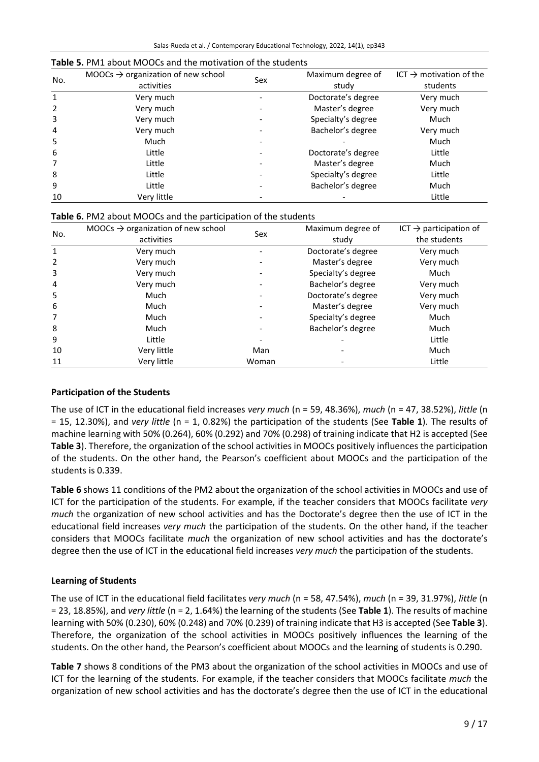**Table 5.** PM1 about MOOCs and the motivation of the students

| No. | MOOCs → organization of new school activities | Sex | Maximum degree of study | ICT → motivation of the students |
|---|---|---|---|---|
| 1 | Very much | - | Doctorate's degree | Very much |
| 2 | Very much | - | Master's degree | Very much |
| 3 | Very much | - | Specialty's degree | Much |
| 4 | Very much | - | Bachelor's degree | Very much |
| 5 | Much | - | - | Much |
| 6 | Little | - | Doctorate's degree | Little |
| 7 | Little | - | Master's degree | Much |
| 8 | Little | - | Specialty's degree | Little |
| 9 | Little | - | Bachelor's degree | Much |
| 10 | Very little | - | - | Little |

**Table 6.** PM2 about MOOCs and the participation of the students

| No. | MOOCs → organization of new school activities | Sex | Maximum degree of study | ICT → participation of the students |
|---|---|---|---|---|
| 1 | Very much | - | Doctorate's degree | Very much |
| 2 | Very much | - | Master's degree | Very much |
| 3 | Very much | - | Specialty's degree | Much |
| 4 | Very much | - | Bachelor's degree | Very much |
| 5 | Much | - | Doctorate's degree | Very much |
| 6 | Much | - | Master's degree | Very much |
| 7 | Much | - | Specialty's degree | Much |
| 8 | Much | - | Bachelor's degree | Much |
| 9 | Little | - | - | Little |
| 10 | Very little | Man | - | Much |
| 11 | Very little | Woman | - | Little |

### Participation of the Students

The use of ICT in the educational field increases *very much* (n = 59, 48.36%), *much* (n = 47, 38.52%), *little* (n = 15, 12.30%), and *very little* (n = 1, 0.82%) the participation of the students (See **Table 1**). The results of machine learning with 50% (0.264), 60% (0.292) and 70% (0.298) of training indicate that H2 is accepted (See **Table 3**). Therefore, the organization of the school activities in MOOCs positively influences the participation of the students. On the other hand, the Pearson's coefficient about MOOCs and the participation of the students is 0.339.

**Table 6** shows 11 conditions of the PM2 about the organization of the school activities in MOOCs and use of ICT for the participation of the students. For example, if the teacher considers that MOOCs facilitate *very much* the organization of new school activities and has the Doctorate's degree then the use of ICT in the educational field increases *very much* the participation of the students. On the other hand, if the teacher considers that MOOCs facilitate *much* the organization of new school activities and has the doctorate's degree then the use of ICT in the educational field increases *very much* the participation of the students.

### Learning of Students

The use of ICT in the educational field facilitates *very much* (n = 58, 47.54%), *much* (n = 39, 31.97%), *little* (n = 23, 18.85%), and *very little* (n = 2, 1.64%) the learning of the students (See **Table 1**). The results of machine learning with 50% (0.230), 60% (0.248) and 70% (0.239) of training indicate that H3 is accepted (See **Table 3**). Therefore, the organization of the school activities in MOOCs positively influences the learning of the students. On the other hand, the Pearson's coefficient about MOOCs and the learning of students is 0.290.

**Table 7** shows 8 conditions of the PM3 about the organization of the school activities in MOOCs and use of ICT for the learning of the students. For example, if the teacher considers that MOOCs facilitate *much* the organization of new school activities and has the doctorate's degree then the use of ICT in the educational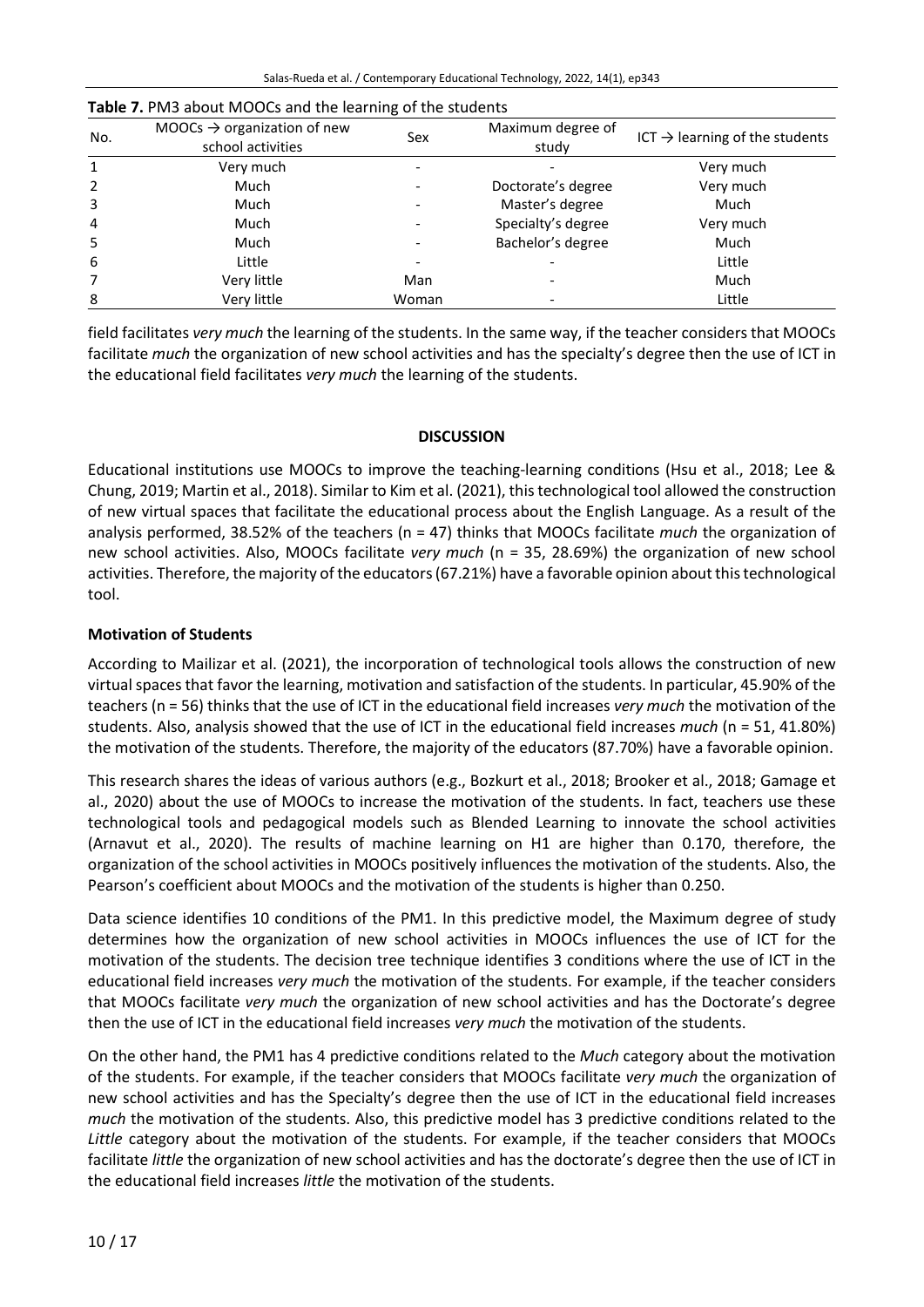**Table 7.** PM3 about MOOCs and the learning of the students

| No. | MOOCs → organization of new school activities | Sex | Maximum degree of study | ICT → learning of the students |
|---|---|---|---|---|
| 1 | Very much | - | - | Very much |
| 2 | Much | - | Doctorate's degree | Very much |
| 3 | Much | - | Master's degree | Much |
| 4 | Much | - | Specialty's degree | Very much |
| 5 | Much | - | Bachelor's degree | Much |
| 6 | Little | - | - | Little |
| 7 | Very little | Man | - | Much |
| 8 | Very little | Woman | - | Little |

field facilitates *very much* the learning of the students. In the same way, if the teacher considers that MOOCs facilitate *much* the organization of new school activities and has the specialty's degree then the use of ICT in the educational field facilitates *very much* the learning of the students.

## DISCUSSION

Educational institutions use MOOCs to improve the teaching-learning conditions (Hsu et al., 2018; Lee & Chung, 2019; Martin et al., 2018). Similar to Kim et al. (2021), this technological tool allowed the construction of new virtual spaces that facilitate the educational process about the English Language. As a result of the analysis performed, 38.52% of the teachers (n = 47) thinks that MOOCs facilitate *much* the organization of new school activities. Also, MOOCs facilitate *very much* (n = 35, 28.69%) the organization of new school activities. Therefore, the majority of the educators (67.21%) have a favorable opinion about this technological tool.

### Motivation of Students

According to Mailizar et al. (2021), the incorporation of technological tools allows the construction of new virtual spaces that favor the learning, motivation and satisfaction of the students. In particular, 45.90% of the teachers (n = 56) thinks that the use of ICT in the educational field increases *very much* the motivation of the students. Also, analysis showed that the use of ICT in the educational field increases *much* (n = 51, 41.80%) the motivation of the students. Therefore, the majority of the educators (87.70%) have a favorable opinion.

This research shares the ideas of various authors (e.g., Bozkurt et al., 2018; Brooker et al., 2018; Gamage et al., 2020) about the use of MOOCs to increase the motivation of the students. In fact, teachers use these technological tools and pedagogical models such as Blended Learning to innovate the school activities (Arnavut et al., 2020). The results of machine learning on H1 are higher than 0.170, therefore, the organization of the school activities in MOOCs positively influences the motivation of the students. Also, the Pearson's coefficient about MOOCs and the motivation of the students is higher than 0.250.

Data science identifies 10 conditions of the PM1. In this predictive model, the Maximum degree of study determines how the organization of new school activities in MOOCs influences the use of ICT for the motivation of the students. The decision tree technique identifies 3 conditions where the use of ICT in the educational field increases *very much* the motivation of the students. For example, if the teacher considers that MOOCs facilitate *very much* the organization of new school activities and has the Doctorate's degree then the use of ICT in the educational field increases *very much* the motivation of the students.

On the other hand, the PM1 has 4 predictive conditions related to the *Much* category about the motivation of the students. For example, if the teacher considers that MOOCs facilitate *very much* the organization of new school activities and has the Specialty's degree then the use of ICT in the educational field increases *much* the motivation of the students. Also, this predictive model has 3 predictive conditions related to the *Little* category about the motivation of the students. For example, if the teacher considers that MOOCs facilitate *little* the organization of new school activities and has the doctorate's degree then the use of ICT in the educational field increases *little* the motivation of the students.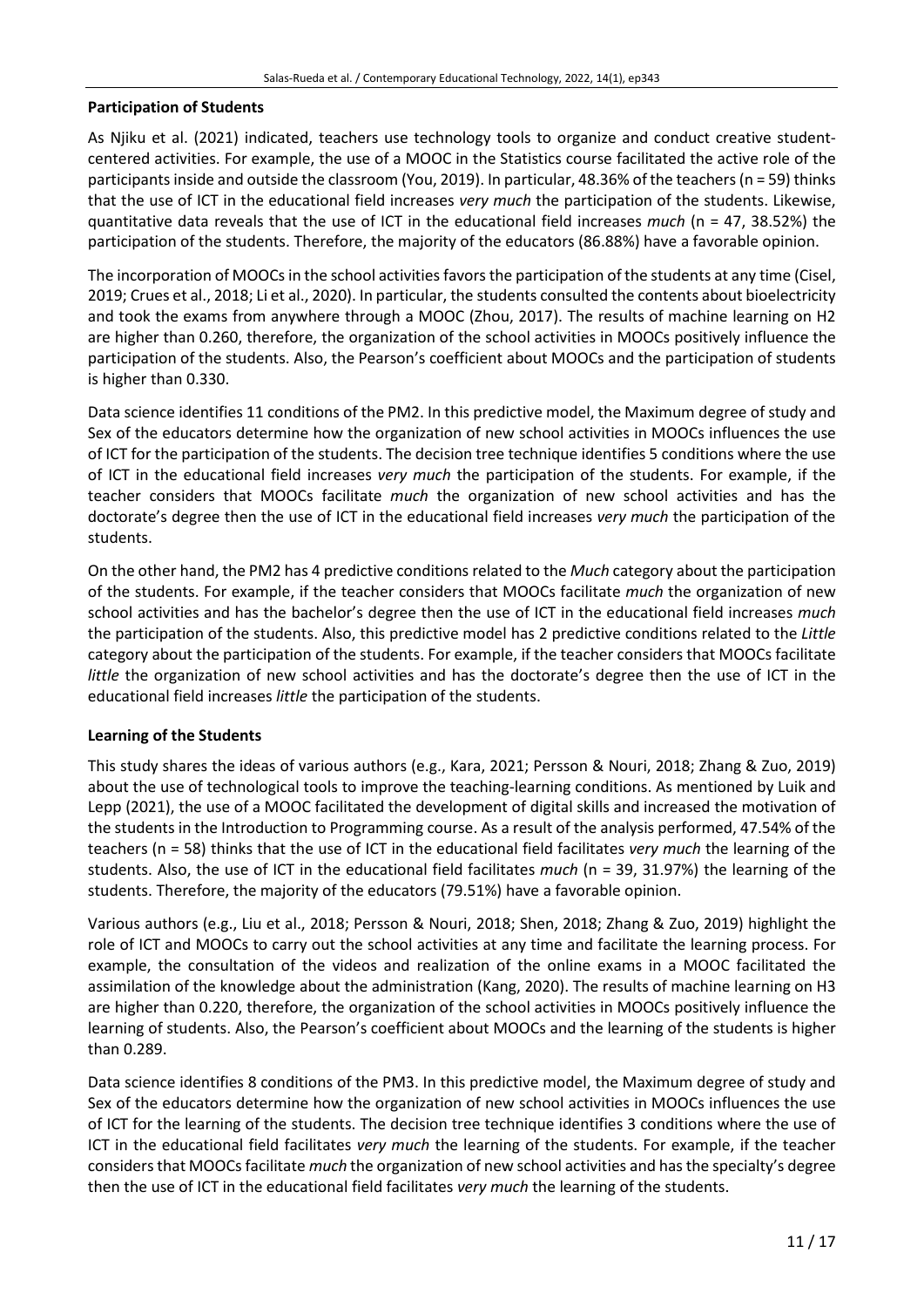### Participation of Students

As Njiku et al. (2021) indicated, teachers use technology tools to organize and conduct creative student-centered activities. For example, the use of a MOOC in the Statistics course facilitated the active role of the participants inside and outside the classroom (You, 2019). In particular, 48.36% of the teachers (n = 59) thinks that the use of ICT in the educational field increases *very much* the participation of the students. Likewise, quantitative data reveals that the use of ICT in the educational field increases *much* (n = 47, 38.52%) the participation of the students. Therefore, the majority of the educators (86.88%) have a favorable opinion.

The incorporation of MOOCs in the school activities favors the participation of the students at any time (Cisel, 2019; Crues et al., 2018; Li et al., 2020). In particular, the students consulted the contents about bioelectricity and took the exams from anywhere through a MOOC (Zhou, 2017). The results of machine learning on H2 are higher than 0.260, therefore, the organization of the school activities in MOOCs positively influence the participation of the students. Also, the Pearson's coefficient about MOOCs and the participation of students is higher than 0.330.

Data science identifies 11 conditions of the PM2. In this predictive model, the Maximum degree of study and Sex of the educators determine how the organization of new school activities in MOOCs influences the use of ICT for the participation of the students. The decision tree technique identifies 5 conditions where the use of ICT in the educational field increases *very much* the participation of the students. For example, if the teacher considers that MOOCs facilitate *much* the organization of new school activities and has the doctorate's degree then the use of ICT in the educational field increases *very much* the participation of the students.

On the other hand, the PM2 has 4 predictive conditions related to the *Much* category about the participation of the students. For example, if the teacher considers that MOOCs facilitate *much* the organization of new school activities and has the bachelor's degree then the use of ICT in the educational field increases *much* the participation of the students. Also, this predictive model has 2 predictive conditions related to the *Little* category about the participation of the students. For example, if the teacher considers that MOOCs facilitate *little* the organization of new school activities and has the doctorate's degree then the use of ICT in the educational field increases *little* the participation of the students.

### Learning of the Students

This study shares the ideas of various authors (e.g., Kara, 2021; Persson & Nouri, 2018; Zhang & Zuo, 2019) about the use of technological tools to improve the teaching-learning conditions. As mentioned by Luik and Lepp (2021), the use of a MOOC facilitated the development of digital skills and increased the motivation of the students in the Introduction to Programming course. As a result of the analysis performed, 47.54% of the teachers (n = 58) thinks that the use of ICT in the educational field facilitates *very much* the learning of the students. Also, the use of ICT in the educational field facilitates *much* (n = 39, 31.97%) the learning of the students. Therefore, the majority of the educators (79.51%) have a favorable opinion.

Various authors (e.g., Liu et al., 2018; Persson & Nouri, 2018; Shen, 2018; Zhang & Zuo, 2019) highlight the role of ICT and MOOCs to carry out the school activities at any time and facilitate the learning process. For example, the consultation of the videos and realization of the online exams in a MOOC facilitated the assimilation of the knowledge about the administration (Kang, 2020). The results of machine learning on H3 are higher than 0.220, therefore, the organization of the school activities in MOOCs positively influence the learning of students. Also, the Pearson's coefficient about MOOCs and the learning of the students is higher than 0.289.

Data science identifies 8 conditions of the PM3. In this predictive model, the Maximum degree of study and Sex of the educators determine how the organization of new school activities in MOOCs influences the use of ICT for the learning of the students. The decision tree technique identifies 3 conditions where the use of ICT in the educational field facilitates *very much* the learning of the students. For example, if the teacher considers that MOOCs facilitate *much* the organization of new school activities and has the specialty's degree then the use of ICT in the educational field facilitates *very much* the learning of the students.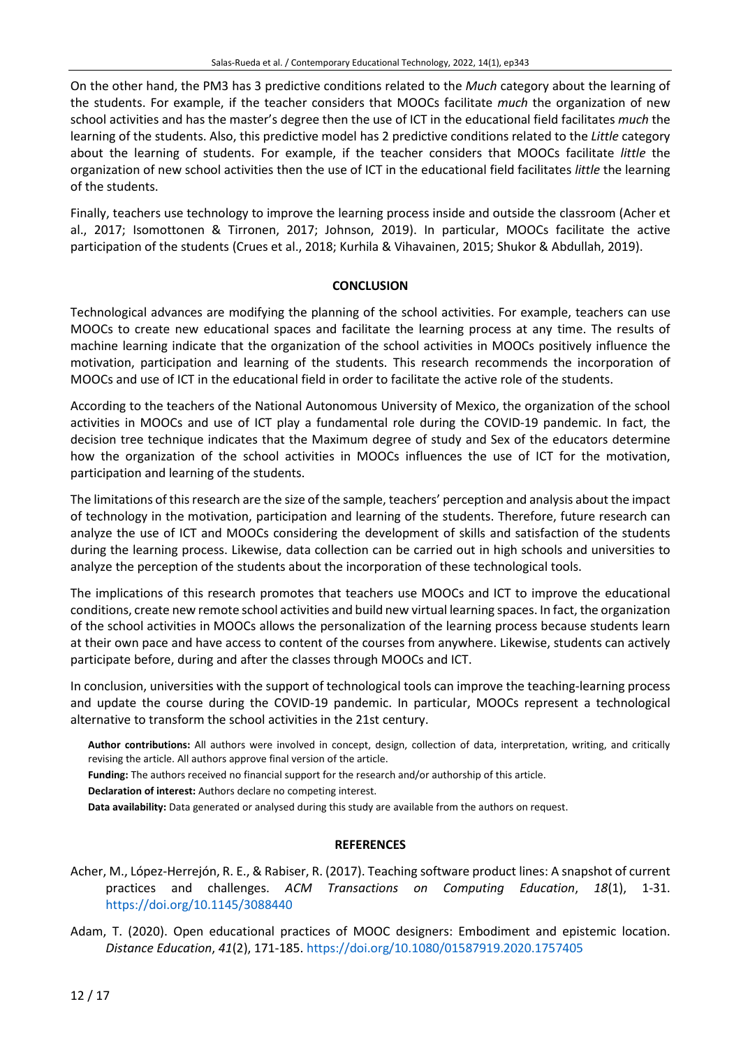On the other hand, the PM3 has 3 predictive conditions related to the *Much* category about the learning of the students. For example, if the teacher considers that MOOCs facilitate *much* the organization of new school activities and has the master's degree then the use of ICT in the educational field facilitates *much* the learning of the students. Also, this predictive model has 2 predictive conditions related to the *Little* category about the learning of students. For example, if the teacher considers that MOOCs facilitate *little* the organization of new school activities then the use of ICT in the educational field facilitates *little* the learning of the students.

Finally, teachers use technology to improve the learning process inside and outside the classroom (Acher et al., 2017; Isomottonen & Tirronen, 2017; Johnson, 2019). In particular, MOOCs facilitate the active participation of the students (Crues et al., 2018; Kurhila & Vihavainen, 2015; Shukor & Abdullah, 2019).

## CONCLUSION

Technological advances are modifying the planning of the school activities. For example, teachers can use MOOCs to create new educational spaces and facilitate the learning process at any time. The results of machine learning indicate that the organization of the school activities in MOOCs positively influence the motivation, participation and learning of the students. This research recommends the incorporation of MOOCs and use of ICT in the educational field in order to facilitate the active role of the students.

According to the teachers of the National Autonomous University of Mexico, the organization of the school activities in MOOCs and use of ICT play a fundamental role during the COVID-19 pandemic. In fact, the decision tree technique indicates that the Maximum degree of study and Sex of the educators determine how the organization of the school activities in MOOCs influences the use of ICT for the motivation, participation and learning of the students.

The limitations of this research are the size of the sample, teachers' perception and analysis about the impact of technology in the motivation, participation and learning of the students. Therefore, future research can analyze the use of ICT and MOOCs considering the development of skills and satisfaction of the students during the learning process. Likewise, data collection can be carried out in high schools and universities to analyze the perception of the students about the incorporation of these technological tools.

The implications of this research promotes that teachers use MOOCs and ICT to improve the educational conditions, create new remote school activities and build new virtual learning spaces. In fact, the organization of the school activities in MOOCs allows the personalization of the learning process because students learn at their own pace and have access to content of the courses from anywhere. Likewise, students can actively participate before, during and after the classes through MOOCs and ICT.

In conclusion, universities with the support of technological tools can improve the teaching-learning process and update the course during the COVID-19 pandemic. In particular, MOOCs represent a technological alternative to transform the school activities in the 21st century.

**Author contributions:** All authors were involved in concept, design, collection of data, interpretation, writing, and critically revising the article. All authors approve final version of the article.

**Funding:** The authors received no financial support for the research and/or authorship of this article.

**Declaration of interest:** Authors declare no competing interest.

**Data availability:** Data generated or analysed during this study are available from the authors on request.

## REFERENCES

Acher, M., López-Herrejón, R. E., & Rabiser, R. (2017). Teaching software product lines: A snapshot of current practices and challenges. *ACM Transactions on Computing Education*, *18*(1), 1-31. https://doi.org/10.1145/3088440

Adam, T. (2020). Open educational practices of MOOC designers: Embodiment and epistemic location. *Distance Education*, *41*(2), 171-185. https://doi.org/10.1080/01587919.2020.1757405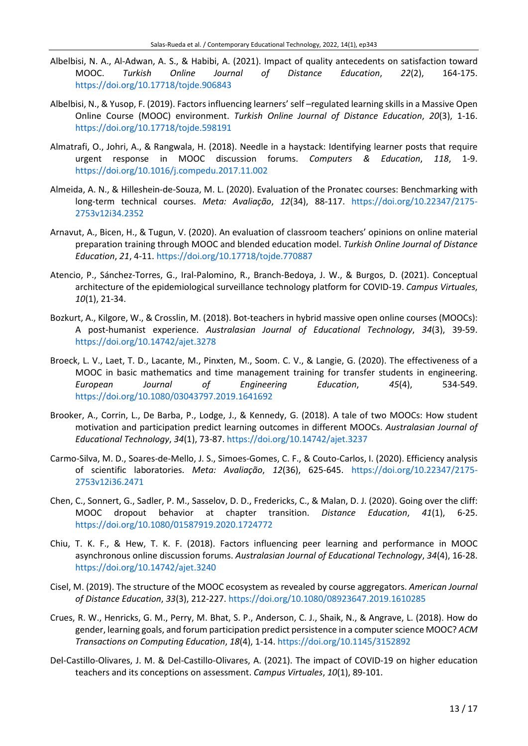Albelbisi, N. A., Al-Adwan, A. S., & Habibi, A. (2021). Impact of quality antecedents on satisfaction toward MOOC. *Turkish Online Journal of Distance Education*, *22*(2), 164-175. https://doi.org/10.17718/tojde.906843

Albelbisi, N., & Yusop, F. (2019). Factors influencing learners' self –regulated learning skills in a Massive Open Online Course (MOOC) environment. *Turkish Online Journal of Distance Education*, *20*(3), 1-16. https://doi.org/10.17718/tojde.598191

Almatrafi, O., Johri, A., & Rangwala, H. (2018). Needle in a haystack: Identifying learner posts that require urgent response in MOOC discussion forums. *Computers & Education*, *118*, 1-9. https://doi.org/10.1016/j.compedu.2017.11.002

Almeida, A. N., & Hilleshein-de-Souza, M. L. (2020). Evaluation of the Pronatec courses: Benchmarking with long-term technical courses. *Meta: Avaliação*, *12*(34), 88-117. https://doi.org/10.22347/2175-2753v12i34.2352

Arnavut, A., Bicen, H., & Tugun, V. (2020). An evaluation of classroom teachers' opinions on online material preparation training through MOOC and blended education model. *Turkish Online Journal of Distance Education*, *21*, 4-11. https://doi.org/10.17718/tojde.770887

Atencio, P., Sánchez-Torres, G., Iral-Palomino, R., Branch-Bedoya, J. W., & Burgos, D. (2021). Conceptual architecture of the epidemiological surveillance technology platform for COVID-19. *Campus Virtuales*, *10*(1), 21-34.

Bozkurt, A., Kilgore, W., & Crosslin, M. (2018). Bot-teachers in hybrid massive open online courses (MOOCs): A post-humanist experience. *Australasian Journal of Educational Technology*, *34*(3), 39-59. https://doi.org/10.14742/ajet.3278

Broeck, L. V., Laet, T. D., Lacante, M., Pinxten, M., Soom. C. V., & Langie, G. (2020). The effectiveness of a MOOC in basic mathematics and time management training for transfer students in engineering. *European Journal of Engineering Education*, *45*(4), 534-549. https://doi.org/10.1080/03043797.2019.1641692

Brooker, A., Corrin, L., De Barba, P., Lodge, J., & Kennedy, G. (2018). A tale of two MOOCs: How student motivation and participation predict learning outcomes in different MOOCs. *Australasian Journal of Educational Technology*, *34*(1), 73-87. https://doi.org/10.14742/ajet.3237

Carmo-Silva, M. D., Soares-de-Mello, J. S., Simoes-Gomes, C. F., & Couto-Carlos, I. (2020). Efficiency analysis of scientific laboratories. *Meta: Avaliação*, *12*(36), 625-645. https://doi.org/10.22347/2175-2753v12i36.2471

Chen, C., Sonnert, G., Sadler, P. M., Sasselov, D. D., Fredericks, C., & Malan, D. J. (2020). Going over the cliff: MOOC dropout behavior at chapter transition. *Distance Education*, *41*(1), 6-25. https://doi.org/10.1080/01587919.2020.1724772

Chiu, T. K. F., & Hew, T. K. F. (2018). Factors influencing peer learning and performance in MOOC asynchronous online discussion forums. *Australasian Journal of Educational Technology*, *34*(4), 16-28. https://doi.org/10.14742/ajet.3240

Cisel, M. (2019). The structure of the MOOC ecosystem as revealed by course aggregators. *American Journal of Distance Education*, *33*(3), 212-227. https://doi.org/10.1080/08923647.2019.1610285

Crues, R. W., Henricks, G. M., Perry, M. Bhat, S. P., Anderson, C. J., Shaik, N., & Angrave, L. (2018). How do gender, learning goals, and forum participation predict persistence in a computer science MOOC? *ACM Transactions on Computing Education*, *18*(4), 1-14. https://doi.org/10.1145/3152892

Del-Castillo-Olivares, J. M. & Del-Castillo-Olivares, A. (2021). The impact of COVID-19 on higher education teachers and its conceptions on assessment. *Campus Virtuales*, *10*(1), 89-101.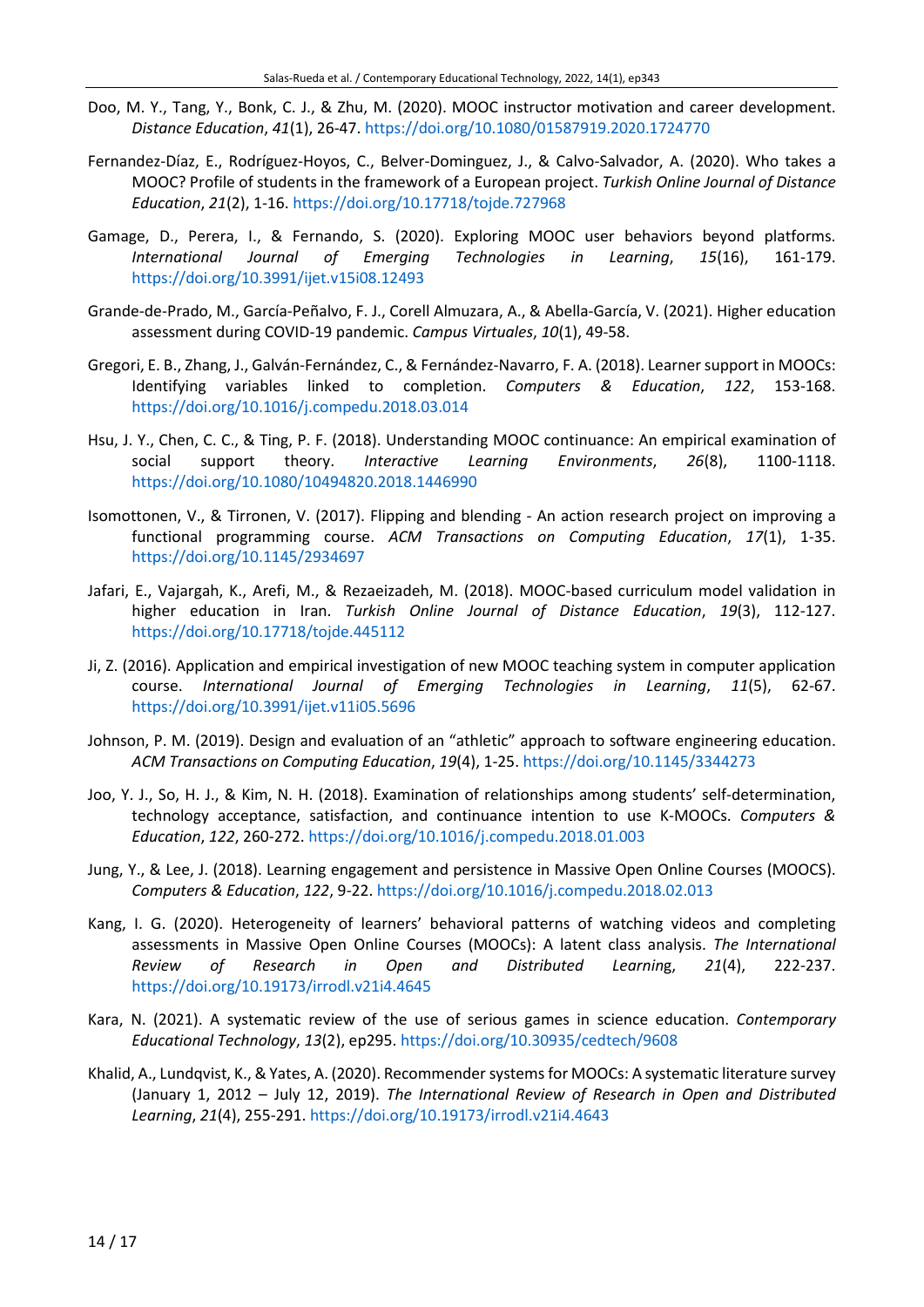Doo, M. Y., Tang, Y., Bonk, C. J., & Zhu, M. (2020). MOOC instructor motivation and career development. *Distance Education*, *41*(1), 26-47. https://doi.org/10.1080/01587919.2020.1724770

Fernandez-Díaz, E., Rodríguez-Hoyos, C., Belver-Dominguez, J., & Calvo-Salvador, A. (2020). Who takes a MOOC? Profile of students in the framework of a European project. *Turkish Online Journal of Distance Education*, *21*(2), 1-16. https://doi.org/10.17718/tojde.727968

Gamage, D., Perera, I., & Fernando, S. (2020). Exploring MOOC user behaviors beyond platforms. *International Journal of Emerging Technologies in Learning*, *15*(16), 161-179. https://doi.org/10.3991/ijet.v15i08.12493

Grande-de-Prado, M., García-Peñalvo, F. J., Corell Almuzara, A., & Abella-García, V. (2021). Higher education assessment during COVID-19 pandemic. *Campus Virtuales*, *10*(1), 49-58.

Gregori, E. B., Zhang, J., Galván-Fernández, C., & Fernández-Navarro, F. A. (2018). Learner support in MOOCs: Identifying variables linked to completion. *Computers & Education*, *122*, 153-168. https://doi.org/10.1016/j.compedu.2018.03.014

Hsu, J. Y., Chen, C. C., & Ting, P. F. (2018). Understanding MOOC continuance: An empirical examination of social support theory. *Interactive Learning Environments*, *26*(8), 1100-1118. https://doi.org/10.1080/10494820.2018.1446990

Isomottonen, V., & Tirronen, V. (2017). Flipping and blending - An action research project on improving a functional programming course. *ACM Transactions on Computing Education*, *17*(1), 1-35. https://doi.org/10.1145/2934697

Jafari, E., Vajargah, K., Arefi, M., & Rezaeizadeh, M. (2018). MOOC-based curriculum model validation in higher education in Iran. *Turkish Online Journal of Distance Education*, *19*(3), 112-127. https://doi.org/10.17718/tojde.445112

Ji, Z. (2016). Application and empirical investigation of new MOOC teaching system in computer application course. *International Journal of Emerging Technologies in Learning*, *11*(5), 62-67. https://doi.org/10.3991/ijet.v11i05.5696

Johnson, P. M. (2019). Design and evaluation of an "athletic" approach to software engineering education. *ACM Transactions on Computing Education*, *19*(4), 1-25. https://doi.org/10.1145/3344273

Joo, Y. J., So, H. J., & Kim, N. H. (2018). Examination of relationships among students' self-determination, technology acceptance, satisfaction, and continuance intention to use K-MOOCs. *Computers & Education*, *122*, 260-272. https://doi.org/10.1016/j.compedu.2018.01.003

Jung, Y., & Lee, J. (2018). Learning engagement and persistence in Massive Open Online Courses (MOOCS). *Computers & Education*, *122*, 9-22. https://doi.org/10.1016/j.compedu.2018.02.013

Kang, I. G. (2020). Heterogeneity of learners' behavioral patterns of watching videos and completing assessments in Massive Open Online Courses (MOOCs): A latent class analysis. *The International Review of Research in Open and Distributed Learning*, *21*(4), 222-237. https://doi.org/10.19173/irrodl.v21i4.4645

Kara, N. (2021). A systematic review of the use of serious games in science education. *Contemporary Educational Technology*, *13*(2), ep295. https://doi.org/10.30935/cedtech/9608

Khalid, A., Lundqvist, K., & Yates, A. (2020). Recommender systems for MOOCs: A systematic literature survey (January 1, 2012 – July 12, 2019). *The International Review of Research in Open and Distributed Learning*, *21*(4), 255-291. https://doi.org/10.19173/irrodl.v21i4.4643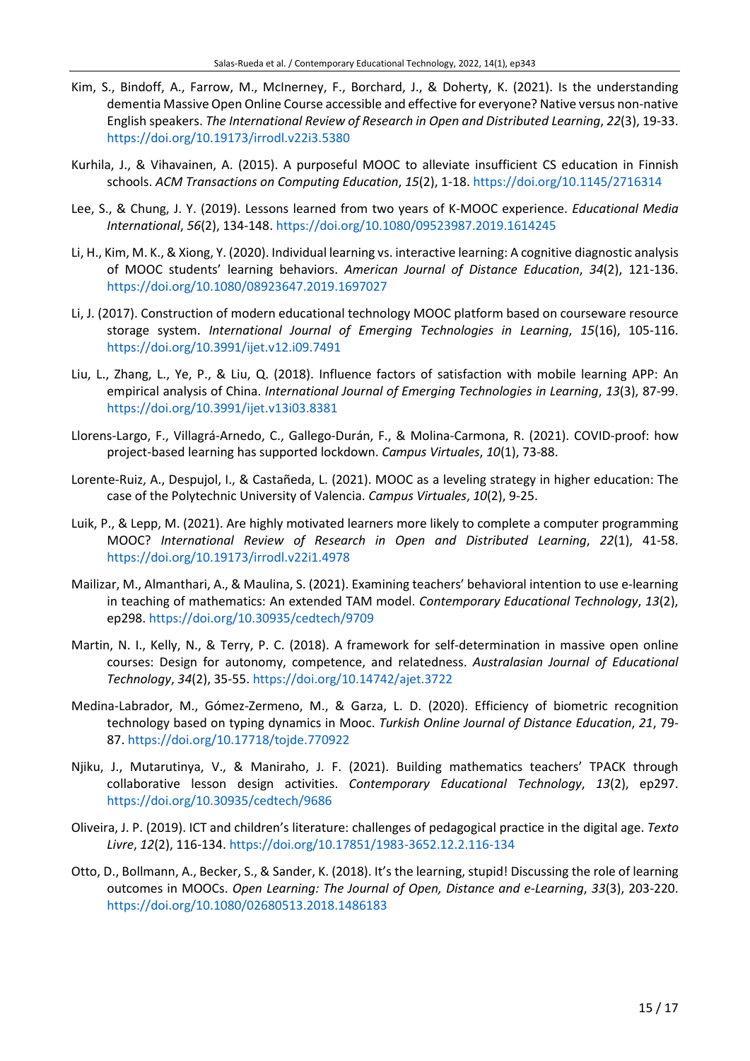Kim, S., Bindoff, A., Farrow, M., McInerney, F., Borchard, J., & Doherty, K. (2021). Is the understanding dementia Massive Open Online Course accessible and effective for everyone? Native versus non-native English speakers. *The International Review of Research in Open and Distributed Learning*, *22*(3), 19-33. https://doi.org/10.19173/irrodl.v22i3.5380

Kurhila, J., & Vihavainen, A. (2015). A purposeful MOOC to alleviate insufficient CS education in Finnish schools. *ACM Transactions on Computing Education*, *15*(2), 1-18. https://doi.org/10.1145/2716314

Lee, S., & Chung, J. Y. (2019). Lessons learned from two years of K-MOOC experience. *Educational Media International*, *56*(2), 134-148. https://doi.org/10.1080/09523987.2019.1614245

Li, H., Kim, M. K., & Xiong, Y. (2020). Individual learning vs. interactive learning: A cognitive diagnostic analysis of MOOC students' learning behaviors. *American Journal of Distance Education*, *34*(2), 121-136. https://doi.org/10.1080/08923647.2019.1697027

Li, J. (2017). Construction of modern educational technology MOOC platform based on courseware resource storage system. *International Journal of Emerging Technologies in Learning*, *15*(16), 105-116. https://doi.org/10.3991/ijet.v12.i09.7491

Liu, L., Zhang, L., Ye, P., & Liu, Q. (2018). Influence factors of satisfaction with mobile learning APP: An empirical analysis of China. *International Journal of Emerging Technologies in Learning*, *13*(3), 87-99. https://doi.org/10.3991/ijet.v13i03.8381

Llorens-Largo, F., Villagrá-Arnedo, C., Gallego-Durán, F., & Molina-Carmona, R. (2021). COVID-proof: how project-based learning has supported lockdown. *Campus Virtuales*, *10*(1), 73-88.

Lorente-Ruiz, A., Despujol, I., & Castañeda, L. (2021). MOOC as a leveling strategy in higher education: The case of the Polytechnic University of Valencia. *Campus Virtuales*, *10*(2), 9-25.

Luik, P., & Lepp, M. (2021). Are highly motivated learners more likely to complete a computer programming MOOC? *International Review of Research in Open and Distributed Learning*, *22*(1), 41-58. https://doi.org/10.19173/irrodl.v22i1.4978

Mailizar, M., Almanthari, A., & Maulina, S. (2021). Examining teachers' behavioral intention to use e-learning in teaching of mathematics: An extended TAM model. *Contemporary Educational Technology*, *13*(2), ep298. https://doi.org/10.30935/cedtech/9709

Martin, N. I., Kelly, N., & Terry, P. C. (2018). A framework for self-determination in massive open online courses: Design for autonomy, competence, and relatedness. *Australasian Journal of Educational Technology*, *34*(2), 35-55. https://doi.org/10.14742/ajet.3722

Medina-Labrador, M., Gómez-Zermeno, M., & Garza, L. D. (2020). Efficiency of biometric recognition technology based on typing dynamics in Mooc. *Turkish Online Journal of Distance Education*, *21*, 79-87. https://doi.org/10.17718/tojde.770922

Njiku, J., Mutarutinya, V., & Maniraho, J. F. (2021). Building mathematics teachers' TPACK through collaborative lesson design activities. *Contemporary Educational Technology*, *13*(2), ep297. https://doi.org/10.30935/cedtech/9686

Oliveira, J. P. (2019). ICT and children's literature: challenges of pedagogical practice in the digital age. *Texto Livre*, *12*(2), 116-134. https://doi.org/10.17851/1983-3652.12.2.116-134

Otto, D., Bollmann, A., Becker, S., & Sander, K. (2018). It's the learning, stupid! Discussing the role of learning outcomes in MOOCs. *Open Learning: The Journal of Open, Distance and e-Learning*, *33*(3), 203-220. https://doi.org/10.1080/02680513.2018.1486183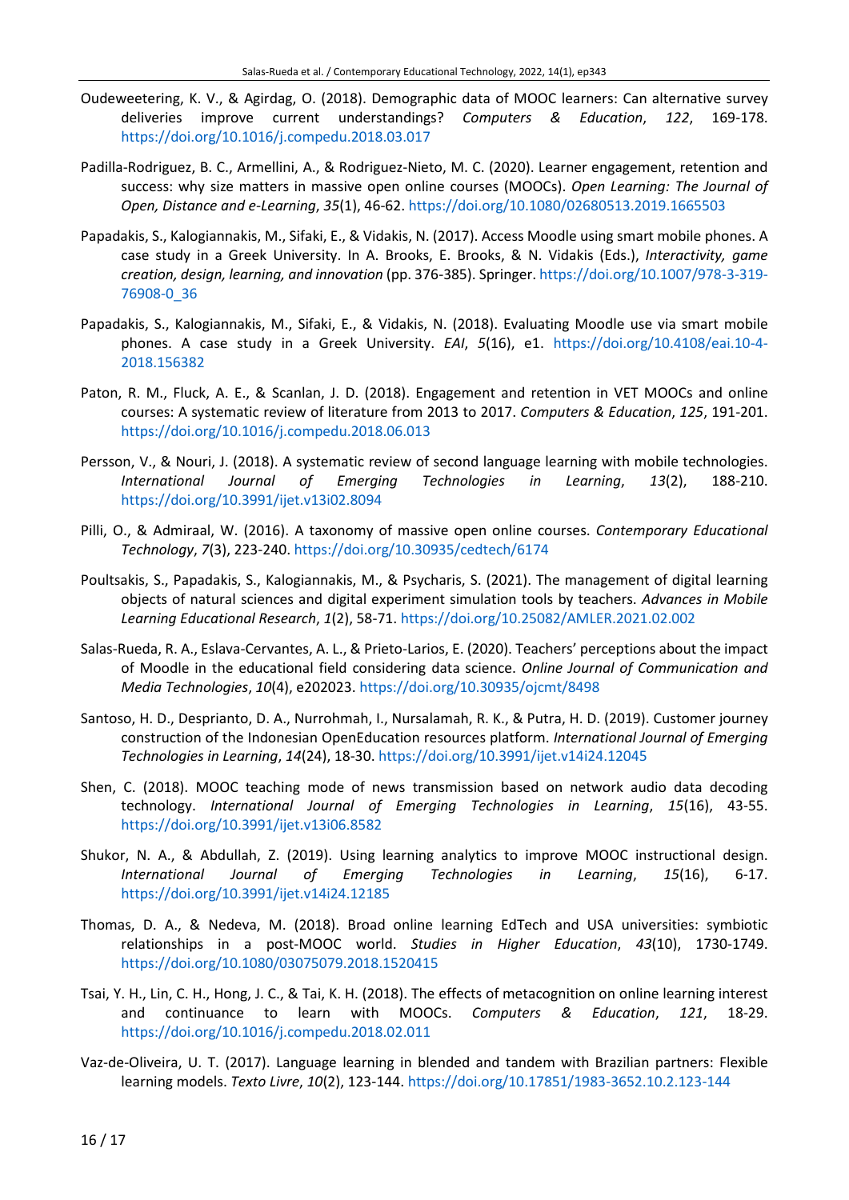Oudeweetering, K. V., & Agirdag, O. (2018). Demographic data of MOOC learners: Can alternative survey deliveries improve current understandings? *Computers & Education*, *122*, 169-178. https://doi.org/10.1016/j.compedu.2018.03.017

Padilla-Rodriguez, B. C., Armellini, A., & Rodriguez-Nieto, M. C. (2020). Learner engagement, retention and success: why size matters in massive open online courses (MOOCs). *Open Learning: The Journal of Open, Distance and e-Learning*, *35*(1), 46-62. https://doi.org/10.1080/02680513.2019.1665503

Papadakis, S., Kalogiannakis, M., Sifaki, E., & Vidakis, N. (2017). Access Moodle using smart mobile phones. A case study in a Greek University. In A. Brooks, E. Brooks, & N. Vidakis (Eds.), *Interactivity, game creation, design, learning, and innovation* (pp. 376-385). Springer. https://doi.org/10.1007/978-3-319-76908-0_36

Papadakis, S., Kalogiannakis, M., Sifaki, E., & Vidakis, N. (2018). Evaluating Moodle use via smart mobile phones. A case study in a Greek University. *EAI*, *5*(16), e1. https://doi.org/10.4108/eai.10-4-2018.156382

Paton, R. M., Fluck, A. E., & Scanlan, J. D. (2018). Engagement and retention in VET MOOCs and online courses: A systematic review of literature from 2013 to 2017. *Computers & Education*, *125*, 191-201. https://doi.org/10.1016/j.compedu.2018.06.013

Persson, V., & Nouri, J. (2018). A systematic review of second language learning with mobile technologies. *International Journal of Emerging Technologies in Learning*, *13*(2), 188-210. https://doi.org/10.3991/ijet.v13i02.8094

Pilli, O., & Admiraal, W. (2016). A taxonomy of massive open online courses. *Contemporary Educational Technology*, *7*(3), 223-240. https://doi.org/10.30935/cedtech/6174

Poultsakis, S., Papadakis, S., Kalogiannakis, M., & Psycharis, S. (2021). The management of digital learning objects of natural sciences and digital experiment simulation tools by teachers. *Advances in Mobile Learning Educational Research*, *1*(2), 58-71. https://doi.org/10.25082/AMLER.2021.02.002

Salas-Rueda, R. A., Eslava-Cervantes, A. L., & Prieto-Larios, E. (2020). Teachers' perceptions about the impact of Moodle in the educational field considering data science. *Online Journal of Communication and Media Technologies*, *10*(4), e202023. https://doi.org/10.30935/ojcmt/8498

Santoso, H. D., Desprianto, D. A., Nurrohmah, I., Nursalamah, R. K., & Putra, H. D. (2019). Customer journey construction of the Indonesian OpenEducation resources platform. *International Journal of Emerging Technologies in Learning*, *14*(24), 18-30. https://doi.org/10.3991/ijet.v14i24.12045

Shen, C. (2018). MOOC teaching mode of news transmission based on network audio data decoding technology. *International Journal of Emerging Technologies in Learning*, *15*(16), 43-55. https://doi.org/10.3991/ijet.v13i06.8582

Shukor, N. A., & Abdullah, Z. (2019). Using learning analytics to improve MOOC instructional design. *International Journal of Emerging Technologies in Learning*, *15*(16), 6-17. https://doi.org/10.3991/ijet.v14i24.12185

Thomas, D. A., & Nedeva, M. (2018). Broad online learning EdTech and USA universities: symbiotic relationships in a post-MOOC world. *Studies in Higher Education*, *43*(10), 1730-1749. https://doi.org/10.1080/03075079.2018.1520415

Tsai, Y. H., Lin, C. H., Hong, J. C., & Tai, K. H. (2018). The effects of metacognition on online learning interest and continuance to learn with MOOCs. *Computers & Education*, *121*, 18-29. https://doi.org/10.1016/j.compedu.2018.02.011

Vaz-de-Oliveira, U. T. (2017). Language learning in blended and tandem with Brazilian partners: Flexible learning models. *Texto Livre*, *10*(2), 123-144. https://doi.org/10.17851/1983-3652.10.2.123-144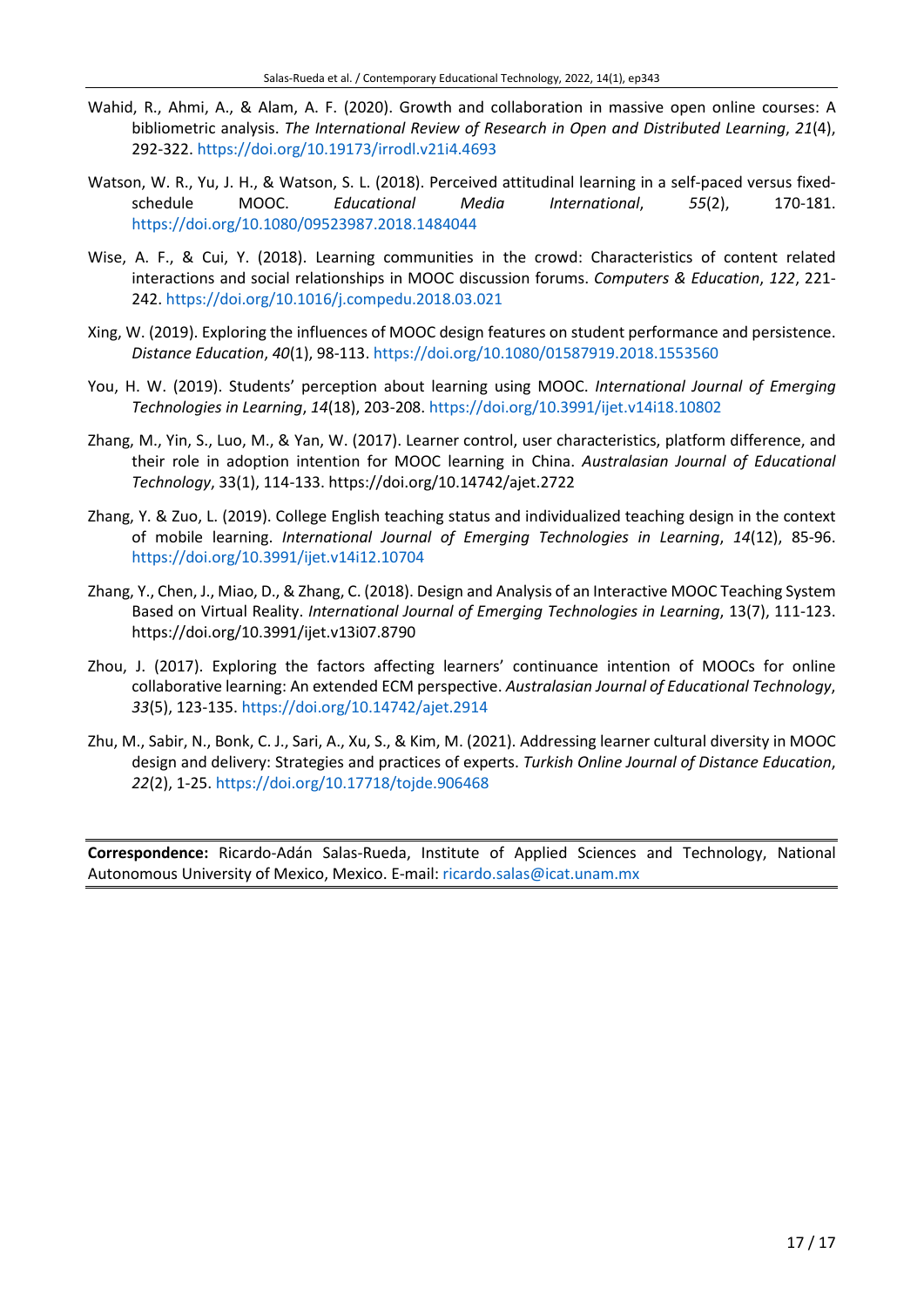Wahid, R., Ahmi, A., & Alam, A. F. (2020). Growth and collaboration in massive open online courses: A bibliometric analysis. *The International Review of Research in Open and Distributed Learning*, *21*(4), 292-322. https://doi.org/10.19173/irrodl.v21i4.4693

Watson, W. R., Yu, J. H., & Watson, S. L. (2018). Perceived attitudinal learning in a self-paced versus fixed-schedule MOOC. *Educational Media International*, *55*(2), 170-181. https://doi.org/10.1080/09523987.2018.1484044

Wise, A. F., & Cui, Y. (2018). Learning communities in the crowd: Characteristics of content related interactions and social relationships in MOOC discussion forums. *Computers & Education*, *122*, 221-242. https://doi.org/10.1016/j.compedu.2018.03.021

Xing, W. (2019). Exploring the influences of MOOC design features on student performance and persistence. *Distance Education*, *40*(1), 98-113. https://doi.org/10.1080/01587919.2018.1553560

You, H. W. (2019). Students' perception about learning using MOOC. *International Journal of Emerging Technologies in Learning*, *14*(18), 203-208. https://doi.org/10.3991/ijet.v14i18.10802

Zhang, M., Yin, S., Luo, M., & Yan, W. (2017). Learner control, user characteristics, platform difference, and their role in adoption intention for MOOC learning in China. *Australasian Journal of Educational Technology*, 33(1), 114-133. https://doi.org/10.14742/ajet.2722

Zhang, Y. & Zuo, L. (2019). College English teaching status and individualized teaching design in the context of mobile learning. *International Journal of Emerging Technologies in Learning*, *14*(12), 85-96. https://doi.org/10.3991/ijet.v14i12.10704

Zhang, Y., Chen, J., Miao, D., & Zhang, C. (2018). Design and Analysis of an Interactive MOOC Teaching System Based on Virtual Reality. *International Journal of Emerging Technologies in Learning*, 13(7), 111-123. https://doi.org/10.3991/ijet.v13i07.8790

Zhou, J. (2017). Exploring the factors affecting learners' continuance intention of MOOCs for online collaborative learning: An extended ECM perspective. *Australasian Journal of Educational Technology*, *33*(5), 123-135. https://doi.org/10.14742/ajet.2914

Zhu, M., Sabir, N., Bonk, C. J., Sari, A., Xu, S., & Kim, M. (2021). Addressing learner cultural diversity in MOOC design and delivery: Strategies and practices of experts. *Turkish Online Journal of Distance Education*, *22*(2), 1-25. https://doi.org/10.17718/tojde.906468

---

**Correspondence:** Ricardo-Adán Salas-Rueda, Institute of Applied Sciences and Technology, National Autonomous University of Mexico, Mexico. E-mail: ricardo.salas@icat.unam.mx